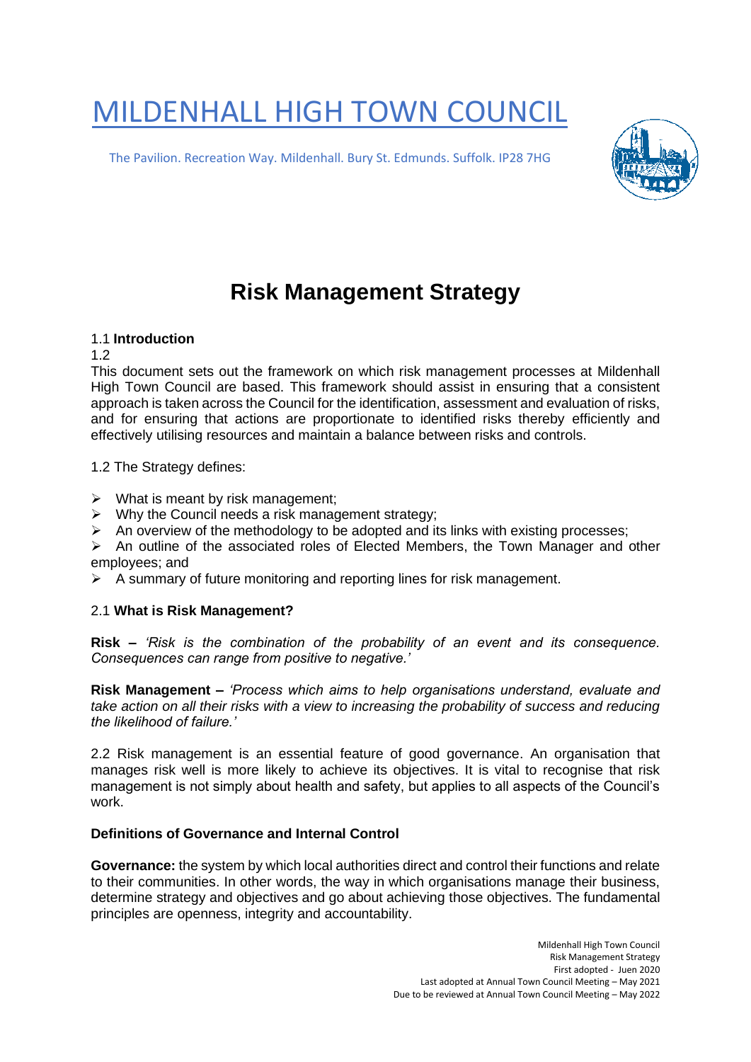# MILDENHALL HIGH TOWN COUNCIL

The Pavilion. Recreation Way. Mildenhall. Bury St. Edmunds. Suffolk. IP28 7HG

## Risk Management Strategy

### 1.1 Introduction

1.2

This document sets out the framework on which risk management processes at Mildenhall High Town Council are based. This framework should assist in ensuring that a consistent approach is taken across the Council for the identification, assessment and evaluation of risks, and for ensuring that actions are proportionate to identified risks thereby efficiently and effectively utilising resources and maintain a balance between risks and controls.

1.2 The Strategy defines:

- What is meant by risk management;
- Why the Council needs a risk management strategy;
- An overview of the methodology to be adopted and its links with existing processes;
- An outline of the associated roles of Elected Members, the Town Manager and other employees; and
- A summary of future monitoring and reporting lines for risk management.

### 2.1 What is Risk Management?

**Risk –** *'Risk is the combination of the probability of an event and its consequence. Consequences can range from positive to negative.'*

**Risk Management –** *'Process which aims to help organisations understand, evaluate and take action on all their risks with a view to increasing the probability of success and reducing the likelihood of failure.'*

2.2 Risk management is an essential feature of good governance. An organisation that manages risk well is more likely to achieve its objectives. It is vital to recognise that risk management is not simply about health and safety, but applies to all aspects of the Council's work.

**Definitions of Governance and Internal Control**

**Governance:** the system by which local authorities direct and control their functions and relate to their communities. In other words, the way in which organisations manage their business, determine strategy and objectives and go about achieving those objectives. The fundamental principles are openness, integrity and accountability.

Mildenhall High Town Council
Risk Management Strategy
First adopted - Juen 2020
Last adopted at Annual Town Council Meeting – May 2021
Due to be reviewed at Annual Town Council Meeting – May 2022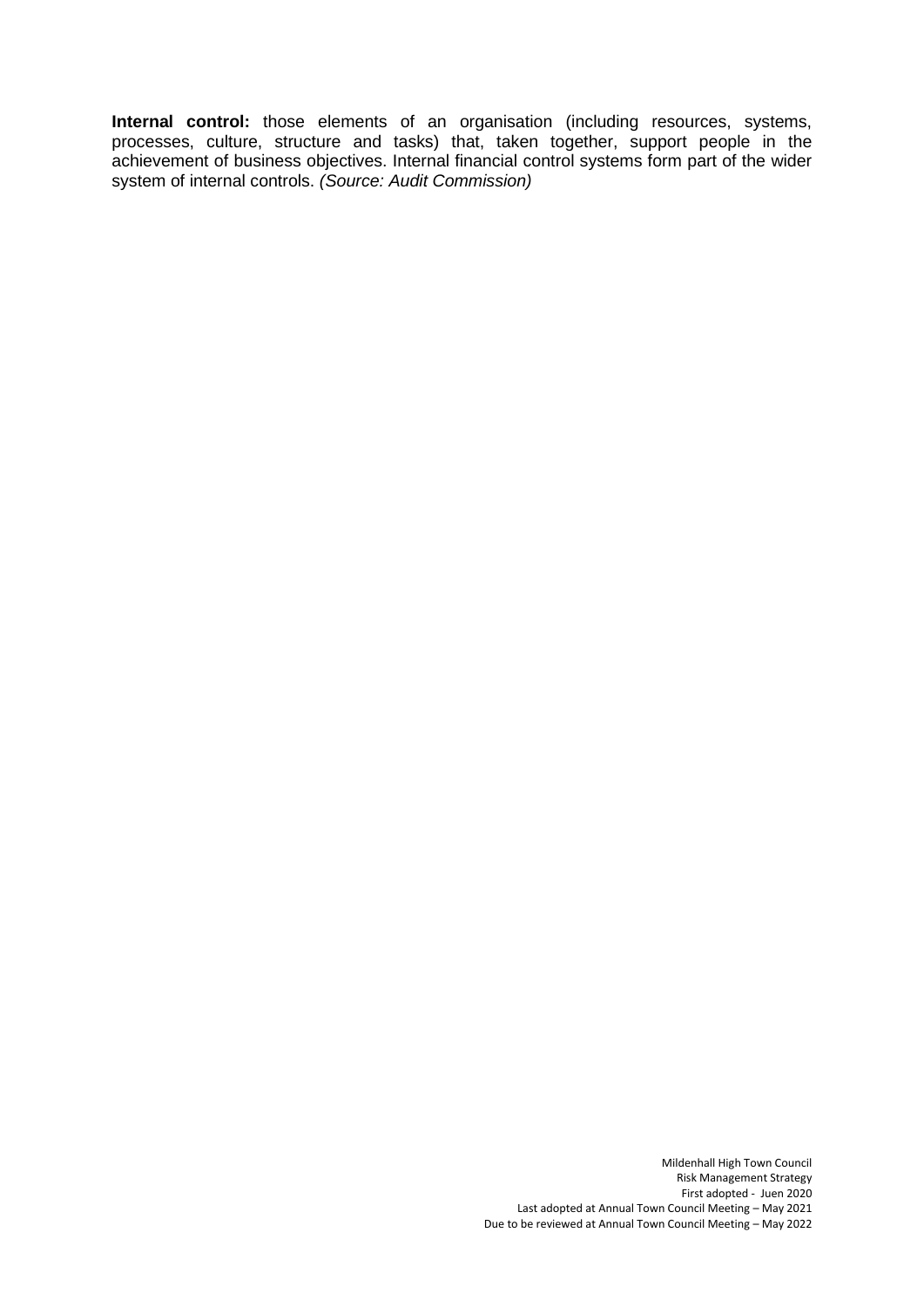**Internal control:** those elements of an organisation (including resources, systems, processes, culture, structure and tasks) that, taken together, support people in the achievement of business objectives. Internal financial control systems form part of the wider system of internal controls. *(Source: Audit Commission)*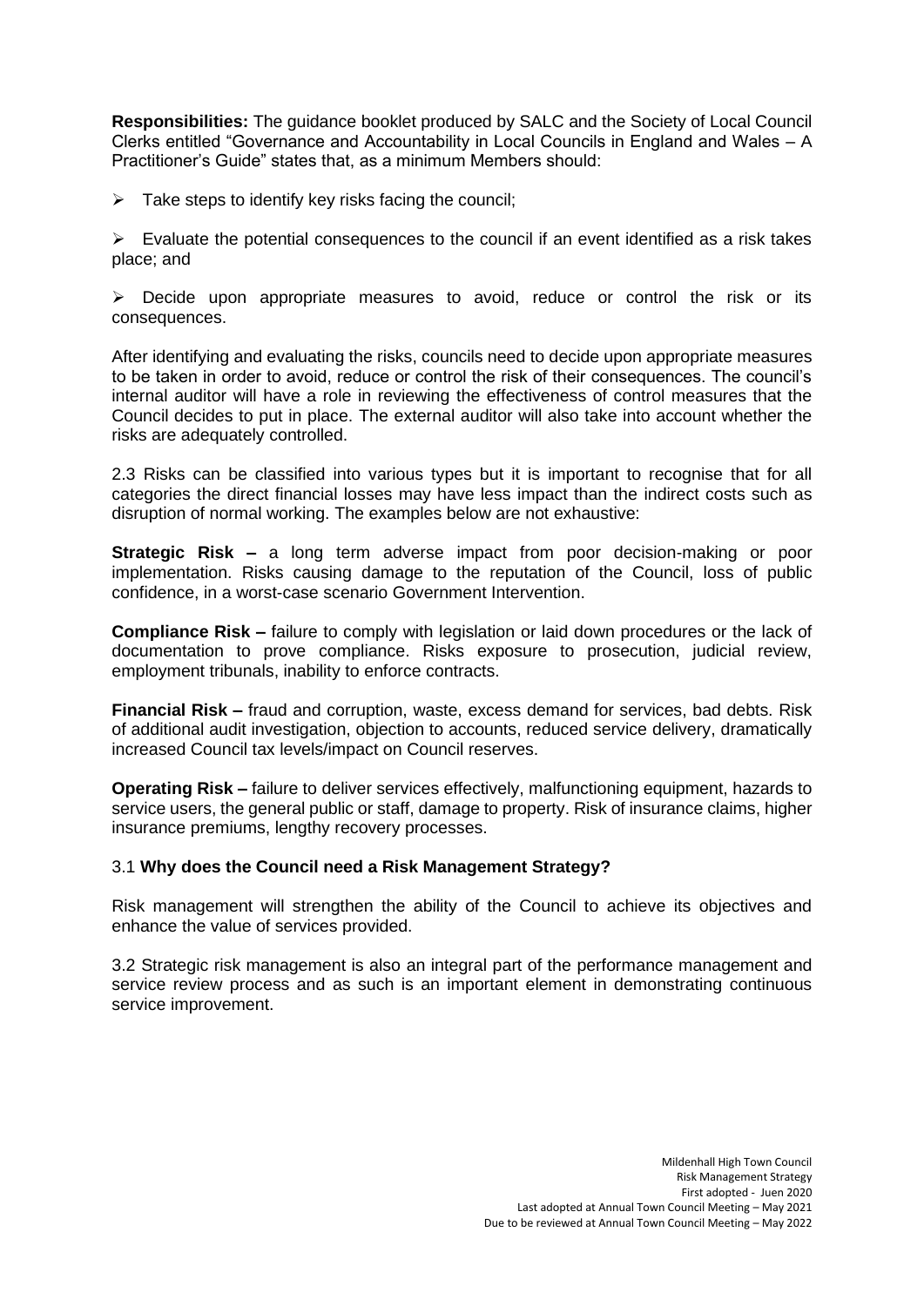**Responsibilities:** The guidance booklet produced by SALC and the Society of Local Council Clerks entitled "Governance and Accountability in Local Councils in England and Wales – A Practitioner's Guide" states that, as a minimum Members should:

- Take steps to identify key risks facing the council;
- Evaluate the potential consequences to the council if an event identified as a risk takes place; and
- Decide upon appropriate measures to avoid, reduce or control the risk or its consequences.

After identifying and evaluating the risks, councils need to decide upon appropriate measures to be taken in order to avoid, reduce or control the risk of their consequences. The council's internal auditor will have a role in reviewing the effectiveness of control measures that the Council decides to put in place. The external auditor will also take into account whether the risks are adequately controlled.

2.3 Risks can be classified into various types but it is important to recognise that for all categories the direct financial losses may have less impact than the indirect costs such as disruption of normal working. The examples below are not exhaustive:

**Strategic Risk –** a long term adverse impact from poor decision-making or poor implementation. Risks causing damage to the reputation of the Council, loss of public confidence, in a worst-case scenario Government Intervention.

**Compliance Risk –** failure to comply with legislation or laid down procedures or the lack of documentation to prove compliance. Risks exposure to prosecution, judicial review, employment tribunals, inability to enforce contracts.

**Financial Risk –** fraud and corruption, waste, excess demand for services, bad debts. Risk of additional audit investigation, objection to accounts, reduced service delivery, dramatically increased Council tax levels/impact on Council reserves.

**Operating Risk –** failure to deliver services effectively, malfunctioning equipment, hazards to service users, the general public or staff, damage to property. Risk of insurance claims, higher insurance premiums, lengthy recovery processes.

### 3.1 **Why does the Council need a Risk Management Strategy?**

Risk management will strengthen the ability of the Council to achieve its objectives and enhance the value of services provided.

3.2 Strategic risk management is also an integral part of the performance management and service review process and as such is an important element in demonstrating continuous service improvement.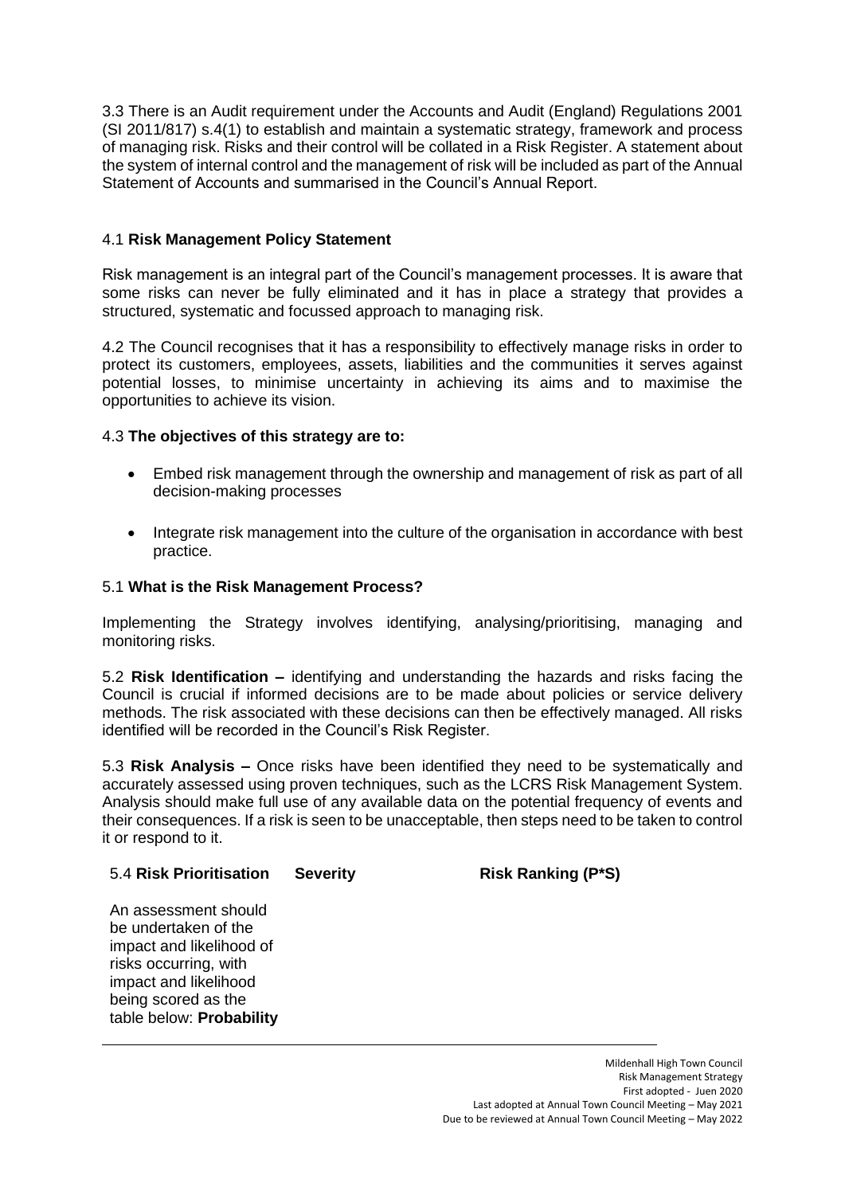3.3 There is an Audit requirement under the Accounts and Audit (England) Regulations 2001 (SI 2011/817) s.4(1) to establish and maintain a systematic strategy, framework and process of managing risk. Risks and their control will be collated in a Risk Register. A statement about the system of internal control and the management of risk will be included as part of the Annual Statement of Accounts and summarised in the Council's Annual Report.

4.1 **Risk Management Policy Statement**

Risk management is an integral part of the Council's management processes. It is aware that some risks can never be fully eliminated and it has in place a strategy that provides a structured, systematic and focussed approach to managing risk.

4.2 The Council recognises that it has a responsibility to effectively manage risks in order to protect its customers, employees, assets, liabilities and the communities it serves against potential losses, to minimise uncertainty in achieving its aims and to maximise the opportunities to achieve its vision.

4.3 **The objectives of this strategy are to:**

- Embed risk management through the ownership and management of risk as part of all decision-making processes
- Integrate risk management into the culture of the organisation in accordance with best practice.

5.1 **What is the Risk Management Process?**

Implementing the Strategy involves identifying, analysing/prioritising, managing and monitoring risks.

5.2 **Risk Identification –** identifying and understanding the hazards and risks facing the Council is crucial if informed decisions are to be made about policies or service delivery methods. The risk associated with these decisions can then be effectively managed. All risks identified will be recorded in the Council's Risk Register.

5.3 **Risk Analysis –** Once risks have been identified they need to be systematically and accurately assessed using proven techniques, such as the LCRS Risk Management System. Analysis should make full use of any available data on the potential frequency of events and their consequences. If a risk is seen to be unacceptable, then steps need to be taken to control it or respond to it.

| 5.4 **Risk Prioritisation** | **Severity** | **Risk Ranking (P*S)** |
|---|---|---|
| An assessment should be undertaken of the impact and likelihood of risks occurring, with impact and likelihood being scored as the table below: **Probability** | | |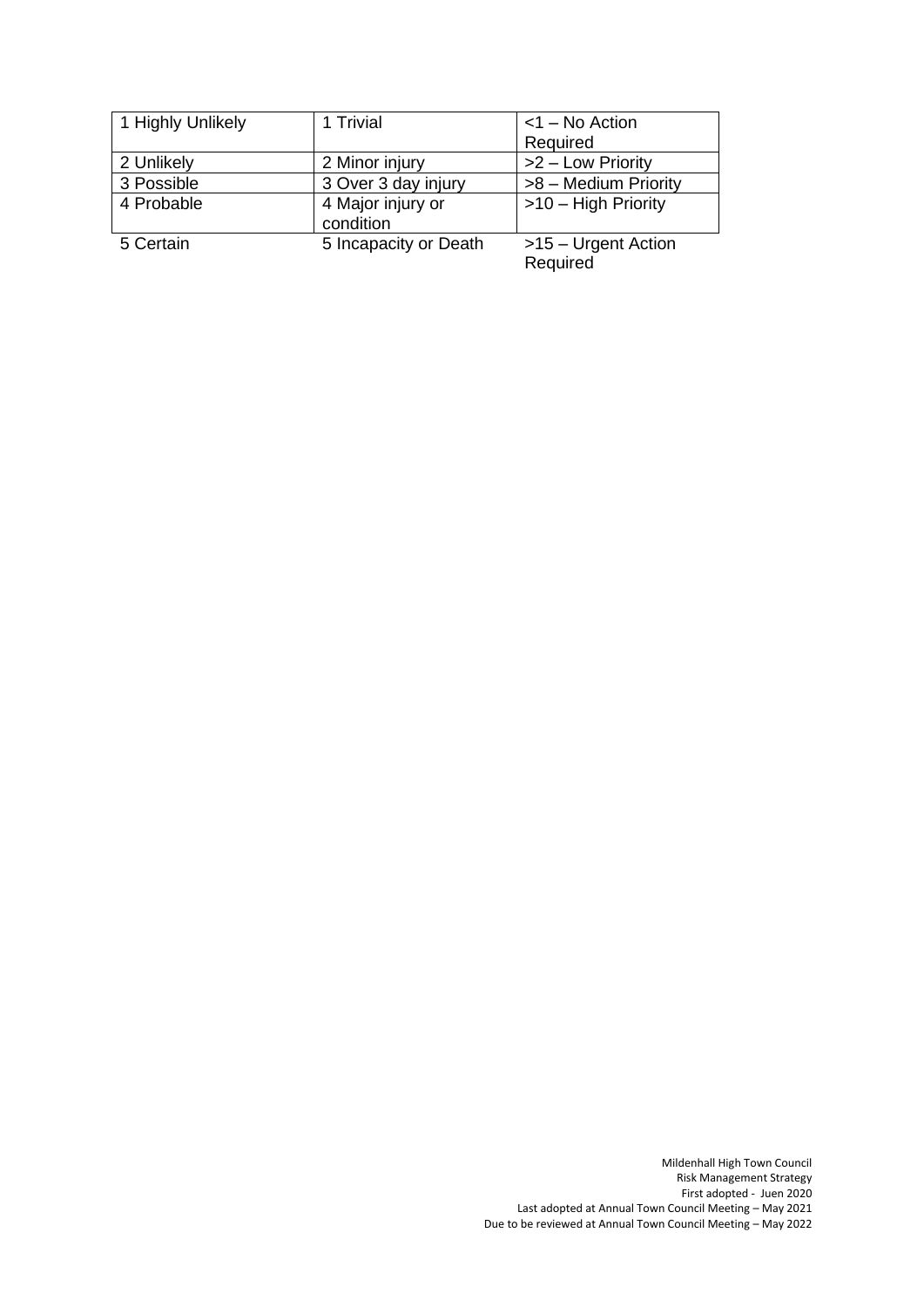| | | |
|---|---|---|
| 1 Highly Unlikely | 1 Trivial | <1 – No Action Required |
| 2 Unlikely | 2 Minor injury | >2 – Low Priority |
| 3 Possible | 3 Over 3 day injury | >8 – Medium Priority |
| 4 Probable | 4 Major injury or condition | >10 – High Priority |
| 5 Certain | 5 Incapacity or Death | >15 – Urgent Action Required |

Mildenhall High Town Council
Risk Management Strategy
First adopted - Juen 2020
Last adopted at Annual Town Council Meeting – May 2021
Due to be reviewed at Annual Town Council Meeting – May 2022